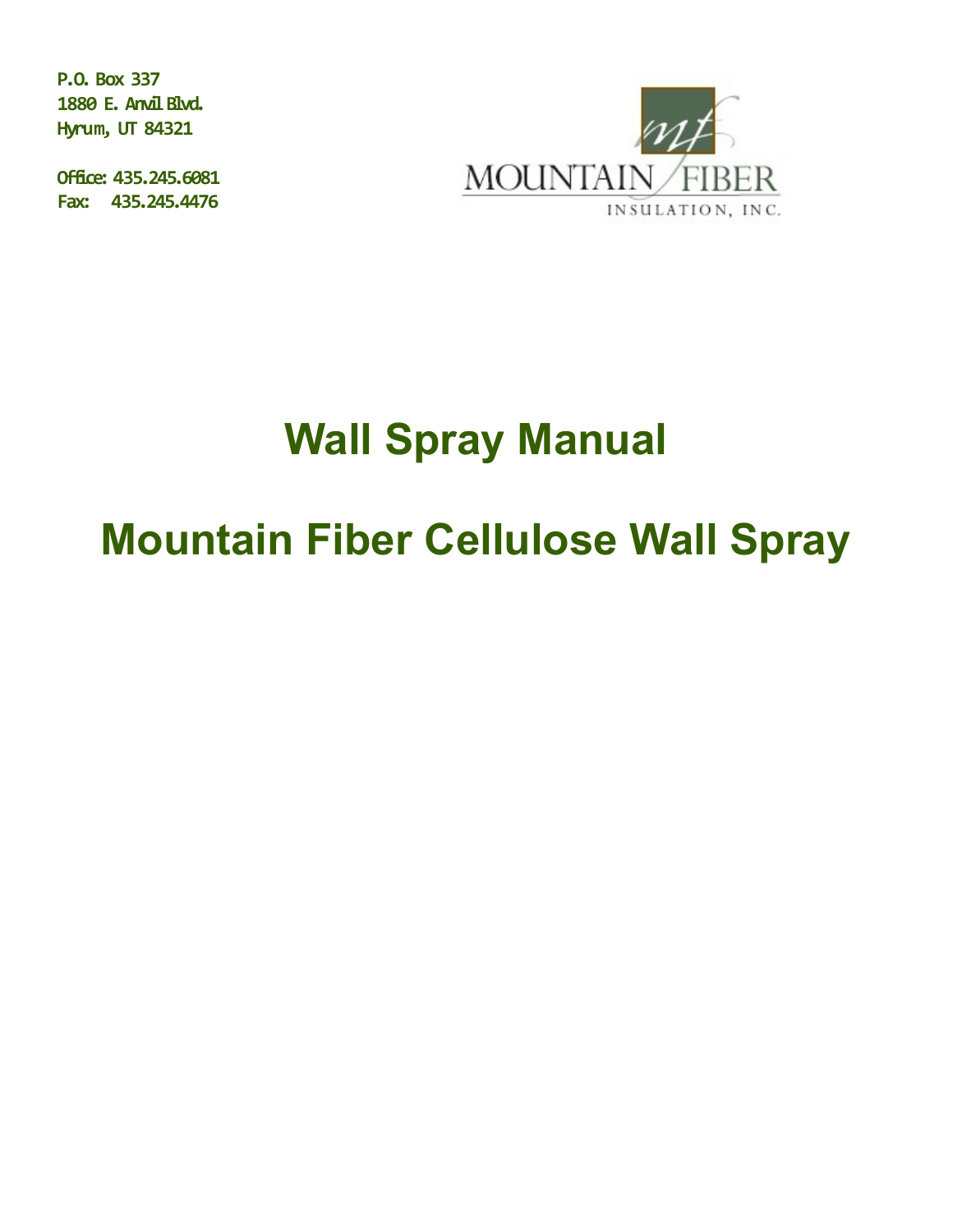P.O. Box 337
1880 E. Anvil Blvd.
Hyrum, UT 84321

Office: 435.245.6081
Fax: 435.245.4476

MOUNTAIN FIBER
INSULATION, INC.

# Wall Spray Manual

# Mountain Fiber Cellulose Wall Spray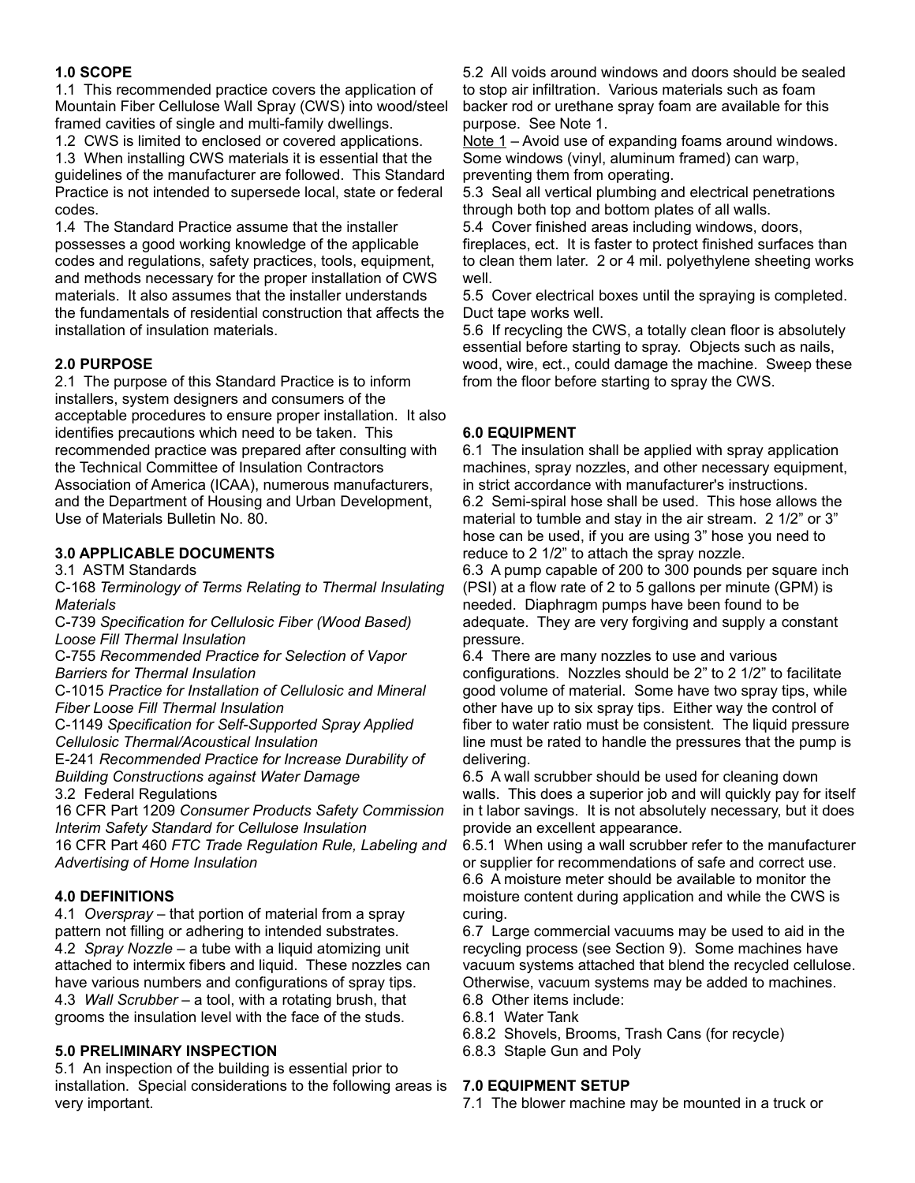## 1.0 SCOPE

1.1 This recommended practice covers the application of Mountain Fiber Cellulose Wall Spray (CWS) into wood/steel framed cavities of single and multi-family dwellings.

1.2 CWS is limited to enclosed or covered applications.

1.3 When installing CWS materials it is essential that the guidelines of the manufacturer are followed. This Standard Practice is not intended to supersede local, state or federal codes.

1.4 The Standard Practice assume that the installer possesses a good working knowledge of the applicable codes and regulations, safety practices, tools, equipment, and methods necessary for the proper installation of CWS materials. It also assumes that the installer understands the fundamentals of residential construction that affects the installation of insulation materials.

## 2.0 PURPOSE

2.1 The purpose of this Standard Practice is to inform installers, system designers and consumers of the acceptable procedures to ensure proper installation. It also identifies precautions which need to be taken. This recommended practice was prepared after consulting with the Technical Committee of Insulation Contractors Association of America (ICAA), numerous manufacturers, and the Department of Housing and Urban Development, Use of Materials Bulletin No. 80.

## 3.0 APPLICABLE DOCUMENTS

3.1 ASTM Standards

C-168 *Terminology of Terms Relating to Thermal Insulating Materials*

C-739 *Specification for Cellulosic Fiber (Wood Based) Loose Fill Thermal Insulation*

C-755 *Recommended Practice for Selection of Vapor Barriers for Thermal Insulation*

C-1015 *Practice for Installation of Cellulosic and Mineral Fiber Loose Fill Thermal Insulation*

C-1149 *Specification for Self-Supported Spray Applied Cellulosic Thermal/Acoustical Insulation*

E-241 *Recommended Practice for Increase Durability of Building Constructions against Water Damage*

3.2 Federal Regulations

16 CFR Part 1209 *Consumer Products Safety Commission Interim Safety Standard for Cellulose Insulation*

16 CFR Part 460 *FTC Trade Regulation Rule, Labeling and Advertising of Home Insulation*

## 4.0 DEFINITIONS

4.1 *Overspray* – that portion of material from a spray pattern not filling or adhering to intended substrates.

4.2 *Spray Nozzle* – a tube with a liquid atomizing unit attached to intermix fibers and liquid. These nozzles can have various numbers and configurations of spray tips.

4.3 *Wall Scrubber* – a tool, with a rotating brush, that grooms the insulation level with the face of the studs.

## 5.0 PRELIMINARY INSPECTION

5.1 An inspection of the building is essential prior to installation. Special considerations to the following areas is very important.

5.2 All voids around windows and doors should be sealed to stop air infiltration. Various materials such as foam backer rod or urethane spray foam are available for this purpose. See Note 1.

Note 1 – Avoid use of expanding foams around windows. Some windows (vinyl, aluminum framed) can warp, preventing them from operating.

5.3 Seal all vertical plumbing and electrical penetrations through both top and bottom plates of all walls.

5.4 Cover finished areas including windows, doors, fireplaces, ect. It is faster to protect finished surfaces than to clean them later. 2 or 4 mil. polyethylene sheeting works well.

5.5 Cover electrical boxes until the spraying is completed. Duct tape works well.

5.6 If recycling the CWS, a totally clean floor is absolutely essential before starting to spray. Objects such as nails, wood, wire, ect., could damage the machine. Sweep these from the floor before starting to spray the CWS.

## 6.0 EQUIPMENT

6.1 The insulation shall be applied with spray application machines, spray nozzles, and other necessary equipment, in strict accordance with manufacturer's instructions.

6.2 Semi-spiral hose shall be used. This hose allows the material to tumble and stay in the air stream. 2 1/2" or 3" hose can be used, if you are using 3" hose you need to reduce to 2 1/2" to attach the spray nozzle.

6.3 A pump capable of 200 to 300 pounds per square inch (PSI) at a flow rate of 2 to 5 gallons per minute (GPM) is needed. Diaphragm pumps have been found to be adequate. They are very forgiving and supply a constant pressure.

6.4 There are many nozzles to use and various configurations. Nozzles should be 2" to 2 1/2" to facilitate good volume of material. Some have two spray tips, while other have up to six spray tips. Either way the control of fiber to water ratio must be consistent. The liquid pressure line must be rated to handle the pressures that the pump is delivering.

6.5 A wall scrubber should be used for cleaning down walls. This does a superior job and will quickly pay for itself in t labor savings. It is not absolutely necessary, but it does provide an excellent appearance.

6.5.1 When using a wall scrubber refer to the manufacturer or supplier for recommendations of safe and correct use.

6.6 A moisture meter should be available to monitor the moisture content during application and while the CWS is curing.

6.7 Large commercial vacuums may be used to aid in the recycling process (see Section 9). Some machines have vacuum systems attached that blend the recycled cellulose. Otherwise, vacuum systems may be added to machines.

6.8 Other items include:

6.8.1 Water Tank

6.8.2 Shovels, Brooms, Trash Cans (for recycle)

6.8.3 Staple Gun and Poly

## 7.0 EQUIPMENT SETUP

7.1 The blower machine may be mounted in a truck or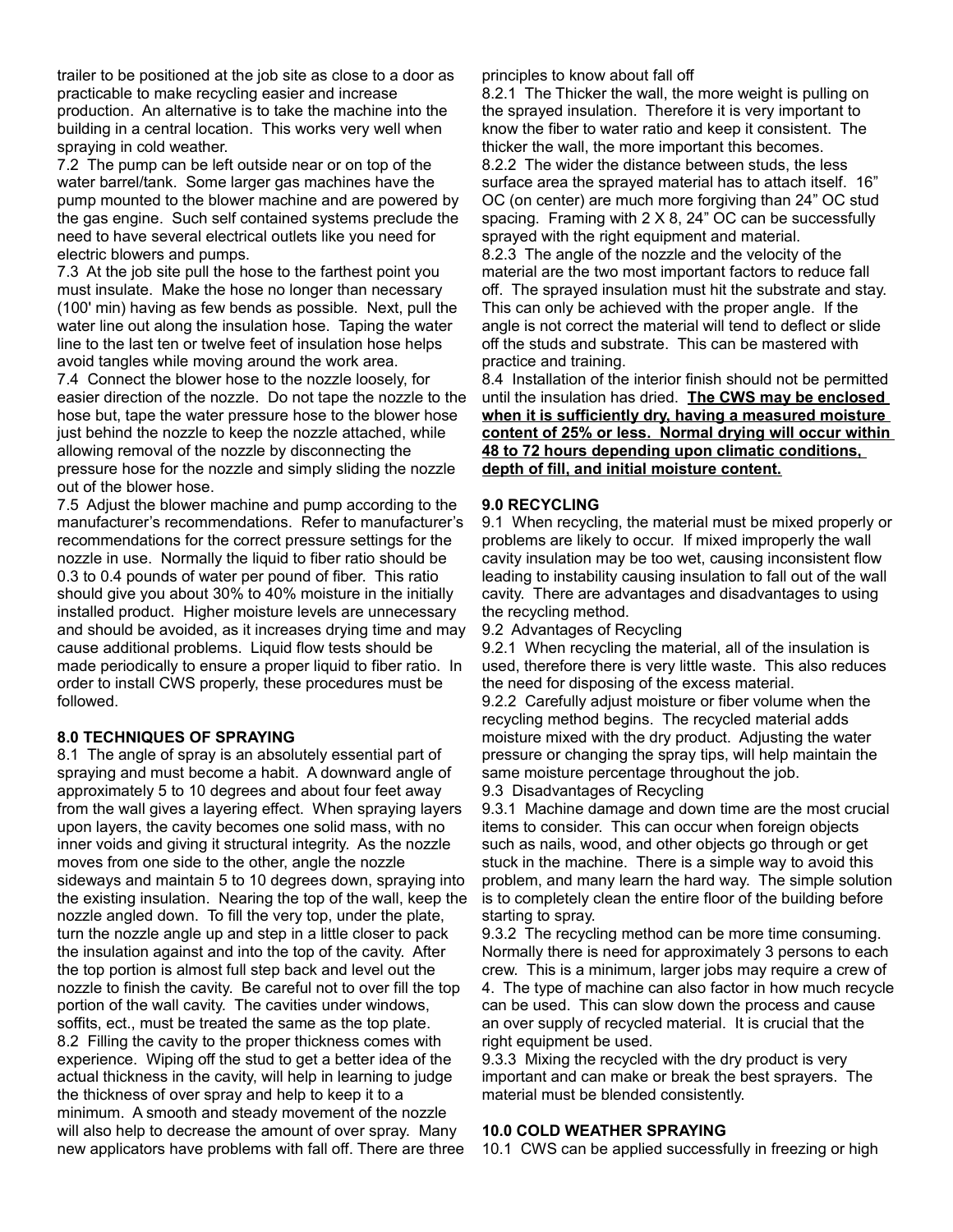trailer to be positioned at the job site as close to a door as practicable to make recycling easier and increase production. An alternative is to take the machine into the building in a central location. This works very well when spraying in cold weather.

7.2 The pump can be left outside near or on top of the water barrel/tank. Some larger gas machines have the pump mounted to the blower machine and are powered by the gas engine. Such self contained systems preclude the need to have several electrical outlets like you need for electric blowers and pumps.

7.3 At the job site pull the hose to the farthest point you must insulate. Make the hose no longer than necessary (100' min) having as few bends as possible. Next, pull the water line out along the insulation hose. Taping the water line to the last ten or twelve feet of insulation hose helps avoid tangles while moving around the work area.

7.4 Connect the blower hose to the nozzle loosely, for easier direction of the nozzle. Do not tape the nozzle to the hose but, tape the water pressure hose to the blower hose just behind the nozzle to keep the nozzle attached, while allowing removal of the nozzle by disconnecting the pressure hose for the nozzle and simply sliding the nozzle out of the blower hose.

7.5 Adjust the blower machine and pump according to the manufacturer's recommendations. Refer to manufacturer's recommendations for the correct pressure settings for the nozzle in use. Normally the liquid to fiber ratio should be 0.3 to 0.4 pounds of water per pound of fiber. This ratio should give you about 30% to 40% moisture in the initially installed product. Higher moisture levels are unnecessary and should be avoided, as it increases drying time and may cause additional problems. Liquid flow tests should be made periodically to ensure a proper liquid to fiber ratio. In order to install CWS properly, these procedures must be followed.

**8.0 TECHNIQUES OF SPRAYING**

8.1 The angle of spray is an absolutely essential part of spraying and must become a habit. A downward angle of approximately 5 to 10 degrees and about four feet away from the wall gives a layering effect. When spraying layers upon layers, the cavity becomes one solid mass, with no inner voids and giving it structural integrity. As the nozzle moves from one side to the other, angle the nozzle sideways and maintain 5 to 10 degrees down, spraying into the existing insulation. Nearing the top of the wall, keep the nozzle angled down. To fill the very top, under the plate, turn the nozzle angle up and step in a little closer to pack the insulation against and into the top of the cavity. After the top portion is almost full step back and level out the nozzle to finish the cavity. Be careful not to over fill the top portion of the wall cavity. The cavities under windows, soffits, ect., must be treated the same as the top plate.

8.2 Filling the cavity to the proper thickness comes with experience. Wiping off the stud to get a better idea of the actual thickness in the cavity, will help in learning to judge the thickness of over spray and help to keep it to a minimum. A smooth and steady movement of the nozzle will also help to decrease the amount of over spray. Many new applicators have problems with fall off. There are three principles to know about fall off

8.2.1 The Thicker the wall, the more weight is pulling on the sprayed insulation. Therefore it is very important to know the fiber to water ratio and keep it consistent. The thicker the wall, the more important this becomes.

8.2.2 The wider the distance between studs, the less surface area the sprayed material has to attach itself. 16" OC (on center) are much more forgiving than 24" OC stud spacing. Framing with 2 X 8, 24" OC can be successfully sprayed with the right equipment and material.

8.2.3 The angle of the nozzle and the velocity of the material are the two most important factors to reduce fall off. The sprayed insulation must hit the substrate and stay. This can only be achieved with the proper angle. If the angle is not correct the material will tend to deflect or slide off the studs and substrate. This can be mastered with practice and training.

8.4 Installation of the interior finish should not be permitted until the insulation has dried. **The CWS may be enclosed when it is sufficiently dry, having a measured moisture content of 25% or less. Normal drying will occur within 48 to 72 hours depending upon climatic conditions, depth of fill, and initial moisture content.**

**9.0 RECYCLING**

9.1 When recycling, the material must be mixed properly or problems are likely to occur. If mixed improperly the wall cavity insulation may be too wet, causing inconsistent flow leading to instability causing insulation to fall out of the wall cavity. There are advantages and disadvantages to using the recycling method.

9.2 Advantages of Recycling

9.2.1 When recycling the material, all of the insulation is used, therefore there is very little waste. This also reduces the need for disposing of the excess material.

9.2.2 Carefully adjust moisture or fiber volume when the recycling method begins. The recycled material adds moisture mixed with the dry product. Adjusting the water pressure or changing the spray tips, will help maintain the same moisture percentage throughout the job.

9.3 Disadvantages of Recycling

9.3.1 Machine damage and down time are the most crucial items to consider. This can occur when foreign objects such as nails, wood, and other objects go through or get stuck in the machine. There is a simple way to avoid this problem, and many learn the hard way. The simple solution is to completely clean the entire floor of the building before starting to spray.

9.3.2 The recycling method can be more time consuming. Normally there is need for approximately 3 persons to each crew. This is a minimum, larger jobs may require a crew of 4. The type of machine can also factor in how much recycle can be used. This can slow down the process and cause an over supply of recycled material. It is crucial that the right equipment be used.

9.3.3 Mixing the recycled with the dry product is very important and can make or break the best sprayers. The material must be blended consistently.

**10.0 COLD WEATHER SPRAYING**

10.1 CWS can be applied successfully in freezing or high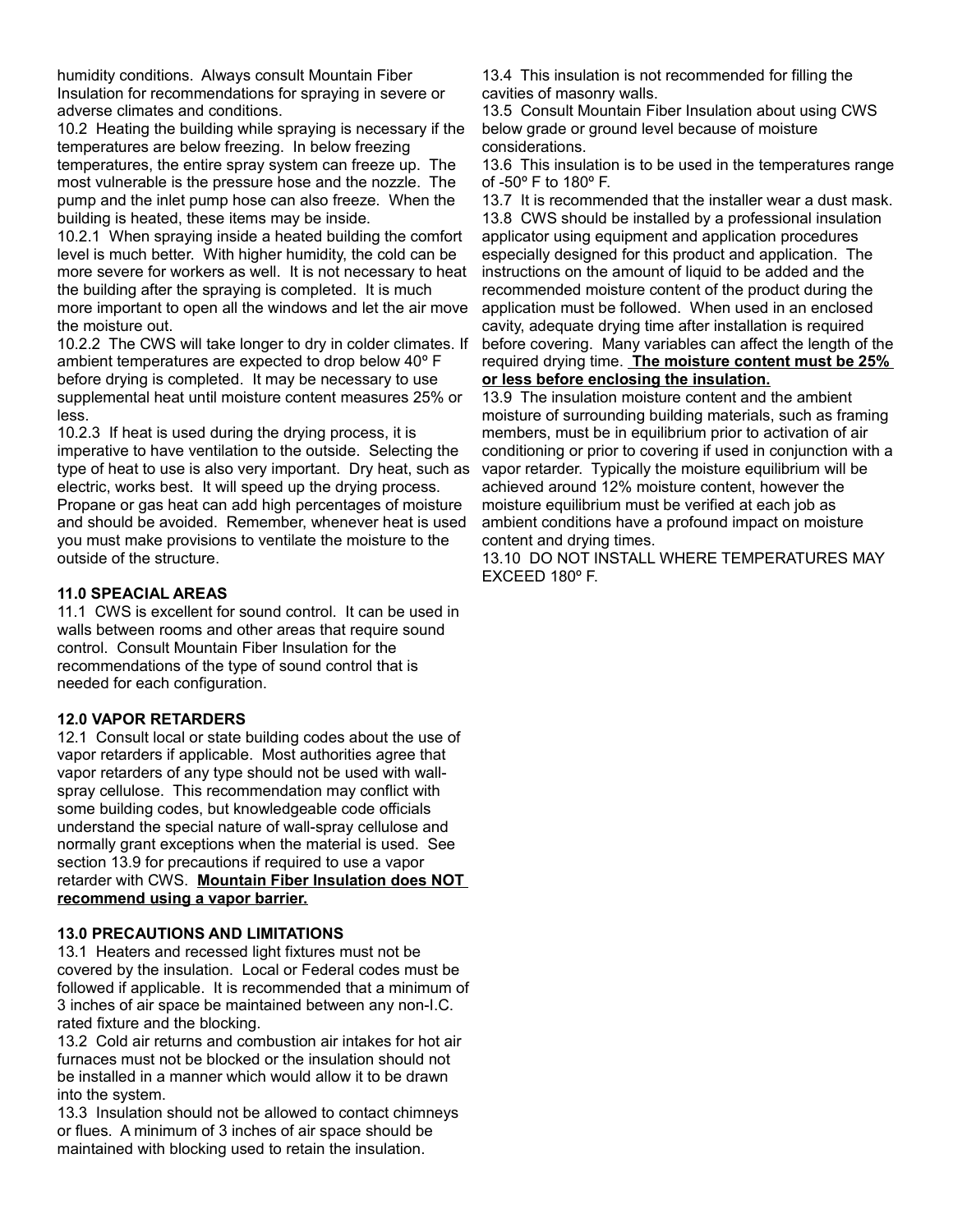humidity conditions. Always consult Mountain Fiber Insulation for recommendations for spraying in severe or adverse climates and conditions.

10.2 Heating the building while spraying is necessary if the temperatures are below freezing. In below freezing temperatures, the entire spray system can freeze up. The most vulnerable is the pressure hose and the nozzle. The pump and the inlet pump hose can also freeze. When the building is heated, these items may be inside.

10.2.1 When spraying inside a heated building the comfort level is much better. With higher humidity, the cold can be more severe for workers as well. It is not necessary to heat the building after the spraying is completed. It is much more important to open all the windows and let the air move the moisture out.

10.2.2 The CWS will take longer to dry in colder climates. If ambient temperatures are expected to drop below 40º F before drying is completed. It may be necessary to use supplemental heat until moisture content measures 25% or less.

10.2.3 If heat is used during the drying process, it is imperative to have ventilation to the outside. Selecting the type of heat to use is also very important. Dry heat, such as electric, works best. It will speed up the drying process. Propane or gas heat can add high percentages of moisture and should be avoided. Remember, whenever heat is used you must make provisions to ventilate the moisture to the outside of the structure.

**11.0 SPEACIAL AREAS**

11.1 CWS is excellent for sound control. It can be used in walls between rooms and other areas that require sound control. Consult Mountain Fiber Insulation for the recommendations of the type of sound control that is needed for each configuration.

**12.0 VAPOR RETARDERS**

12.1 Consult local or state building codes about the use of vapor retarders if applicable. Most authorities agree that vapor retarders of any type should not be used with wall-spray cellulose. This recommendation may conflict with some building codes, but knowledgeable code officials understand the special nature of wall-spray cellulose and normally grant exceptions when the material is used. See section 13.9 for precautions if required to use a vapor retarder with CWS. **Mountain Fiber Insulation does NOT recommend using a vapor barrier.**

**13.0 PRECAUTIONS AND LIMITATIONS**

13.1 Heaters and recessed light fixtures must not be covered by the insulation. Local or Federal codes must be followed if applicable. It is recommended that a minimum of 3 inches of air space be maintained between any non-I.C. rated fixture and the blocking.

13.2 Cold air returns and combustion air intakes for hot air furnaces must not be blocked or the insulation should not be installed in a manner which would allow it to be drawn into the system.

13.3 Insulation should not be allowed to contact chimneys or flues. A minimum of 3 inches of air space should be maintained with blocking used to retain the insulation.

13.4 This insulation is not recommended for filling the cavities of masonry walls.

13.5 Consult Mountain Fiber Insulation about using CWS below grade or ground level because of moisture considerations.

13.6 This insulation is to be used in the temperatures range of -50º F to 180º F.

13.7 It is recommended that the installer wear a dust mask.

13.8 CWS should be installed by a professional insulation applicator using equipment and application procedures especially designed for this product and application. The instructions on the amount of liquid to be added and the recommended moisture content of the product during the application must be followed. When used in an enclosed cavity, adequate drying time after installation is required before covering. Many variables can affect the length of the required drying time. **The moisture content must be 25% or less before enclosing the insulation.**

13.9 The insulation moisture content and the ambient moisture of surrounding building materials, such as framing members, must be in equilibrium prior to activation of air conditioning or prior to covering if used in conjunction with a vapor retarder. Typically the moisture equilibrium will be achieved around 12% moisture content, however the moisture equilibrium must be verified at each job as ambient conditions have a profound impact on moisture content and drying times.

13.10 DO NOT INSTALL WHERE TEMPERATURES MAY EXCEED 180º F.